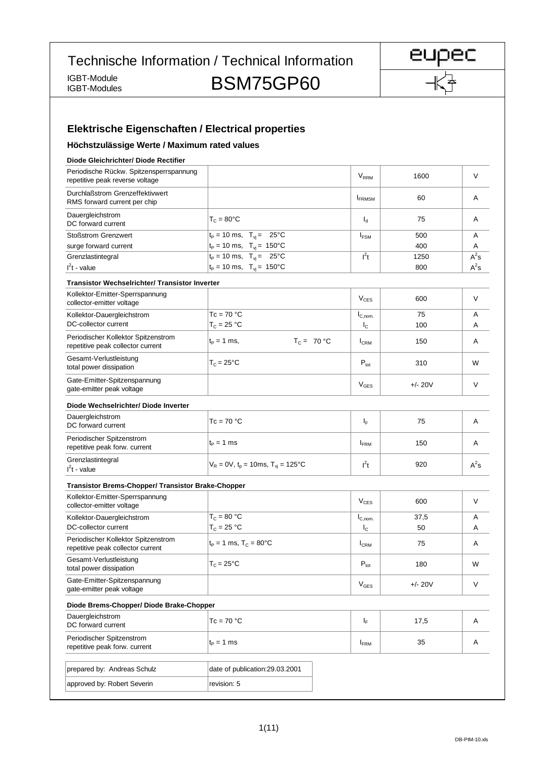# Technische Information / Technical Information

IGBT-Module
IGBT-Modules

# BSM75GP60

## Elektrische Eigenschaften / Electrical properties

### Höchstzulässige Werte / Maximum rated values

**Diode Gleichrichter/ Diode Rectifier**

| | | | | |
|---|---|---|---|---|
| Periodische Rückw. Spitzensperrspannung<br>repetitive peak reverse voltage | | $V_{RRM}$ | 1600 | V |
| Durchlaßstrom Grenzeffektivwert<br>RMS forward current per chip | | $I_{FRMSM}$ | 60 | A |
| Dauergleichstrom<br>DC forward current | $T_C = 80°C$ | $I_d$ | 75 | A |
| Stoßstrom Grenzwert<br>surge forward current | $t_P = 10$ ms, $T_{vj} = 25°C$<br>$t_P = 10$ ms, $T_{vj} = 150°C$ | $I_{FSM}$ | 500<br>400 | A<br>A |
| Grenzlastintegral<br>$I^2t$ - value | $t_P = 10$ ms, $T_{vj} = 25°C$<br>$t_P = 10$ ms, $T_{vj} = 150°C$ | $I^2t$ | 1250<br>800 | $A^2s$<br>$A^2s$ |

**Transistor Wechselrichter/ Transistor Inverter**

| | | | | |
|---|---|---|---|---|
| Kollektor-Emitter-Sperrspannung<br>collector-emitter voltage | | $V_{CES}$ | 600 | V |
| Kollektor-Dauergleichstrom<br>DC-collector current | $T_C = 70$ °C<br>$T_C = 25$ °C | $I_{C,nom.}$<br>$I_C$ | 75<br>100 | A<br>A |
| Periodischer Kollektor Spitzenstrom<br>repetitive peak collector current | $t_P = 1$ ms, $T_C = 70$ °C | $I_{CRM}$ | 150 | A |
| Gesamt-Verlustleistung<br>total power dissipation | $T_C = 25°C$ | $P_{tot}$ | 310 | W |
| Gate-Emitter-Spitzenspannung<br>gate-emitter peak voltage | | $V_{GES}$ | +/- 20V | V |

**Diode Wechselrichter/ Diode Inverter**

| | | | | |
|---|---|---|---|---|
| Dauergleichstrom<br>DC forward current | $T_C = 70$ °C | $I_F$ | 75 | A |
| Periodischer Spitzenstrom<br>repetitive peak forw. current | $t_P = 1$ ms | $I_{FRM}$ | 150 | A |
| Grenzlastintegral<br>$I^2t$ - value | $V_R = 0V$, $t_p = 10ms$, $T_{vj} = 125°C$ | $I^2t$ | 920 | $A^2s$ |

**Transistor Brems-Chopper/ Transistor Brake-Chopper**

| | | | | |
|---|---|---|---|---|
| Kollektor-Emitter-Sperrspannung<br>collector-emitter voltage | | $V_{CES}$ | 600 | V |
| Kollektor-Dauergleichstrom<br>DC-collector current | $T_C = 80$ °C<br>$T_C = 25$ °C | $I_{C,nom.}$<br>$I_C$ | 37,5<br>50 | A<br>A |
| Periodischer Kollektor Spitzenstrom<br>repetitive peak collector current | $t_P = 1$ ms, $T_C = 80°C$ | $I_{CRM}$ | 75 | A |
| Gesamt-Verlustleistung<br>total power dissipation | $T_C = 25°C$ | $P_{tot}$ | 180 | W |
| Gate-Emitter-Spitzenspannung<br>gate-emitter peak voltage | | $V_{GES}$ | +/- 20V | V |

**Diode Brems-Chopper/ Diode Brake-Chopper**

| | | | | |
|---|---|---|---|---|
| Dauergleichstrom<br>DC forward current | $T_C = 70$ °C | $I_F$ | 17,5 | A |
| Periodischer Spitzenstrom<br>repetitive peak forw. current | $t_P = 1$ ms | $I_{FRM}$ | 35 | A |

| | |
|---|---|
| prepared by: Andreas Schulz | date of publication:29.03.2001 |
| approved by: Robert Severin | revision: 5 |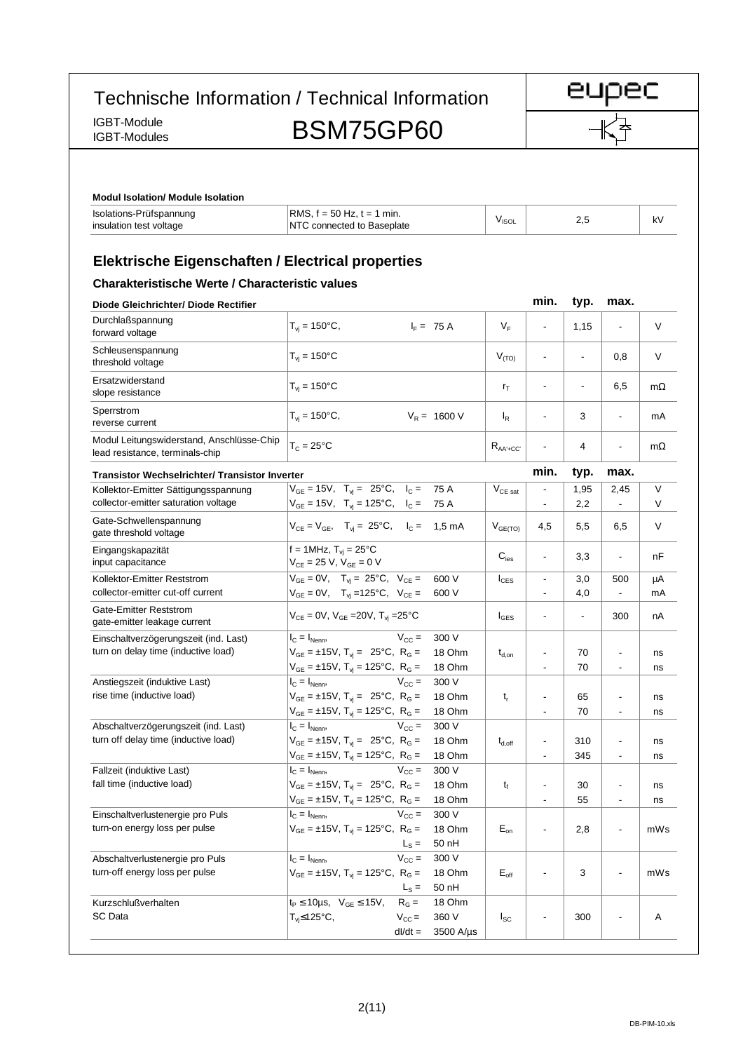# Technische Information / Technical Information

IGBT-Module
IGBT-Modules

## BSM75GP60

eupec

**Modul Isolation/ Module Isolation**

| | | | | |
|---|---|---|---|---|
| Isolations-Prüfspannung<br>insulation test voltage | RMS, f = 50 Hz, t = 1 min.<br>NTC connected to Baseplate | $V_{ISOL}$ | 2,5 | kV |

## Elektrische Eigenschaften / Electrical properties

### Charakteristische Werte / Characteristic values

| Diode Gleichrichter/ Diode Rectifier | | | min. | typ. | max. | |
|---|---|---|---|---|---|---|
| Durchlaßspannung<br>forward voltage | $T_{vj}$ = 150°C, $I_F$ = 75 A | $V_F$ | - | 1,15 | - | V |
| Schleusenspannung<br>threshold voltage | $T_{vj}$ = 150°C | $V_{(TO)}$ | - | - | 0,8 | V |
| Ersatzwiderstand<br>slope resistance | $T_{vj}$ = 150°C | $r_T$ | - | - | 6,5 | mΩ |
| Sperrstrom<br>reverse current | $T_{vj}$ = 150°C, $V_R$ = 1600 V | $I_R$ | - | 3 | - | mA |
| Modul Leitungswiderstand, Anschlüsse-Chip<br>lead resistance, terminals-chip | $T_C$ = 25°C | $R_{AA'+CC'}$ | - | 4 | - | mΩ |

| Transistor Wechselrichter/ Transistor Inverter | | | min. | typ. | max. | |
|---|---|---|---|---|---|---|
| Kollektor-Emitter Sättigungsspannung<br>collector-emitter saturation voltage | $V_{GE}$ = 15V, $T_{vj}$ = 25°C, $I_C$ = 75 A<br>$V_{GE}$ = 15V, $T_{vj}$ = 125°C, $I_C$ = 75 A | $V_{CE\ sat}$ | -<br>- | 1,95<br>2,2 | 2,45<br>- | V<br>V |
| Gate-Schwellenspannung<br>gate threshold voltage | $V_{CE}$ = $V_{GE}$, $T_{vj}$ = 25°C, $I_C$ = 1,5 mA | $V_{GE(TO)}$ | 4,5 | 5,5 | 6,5 | V |
| Eingangskapazität<br>input capacitance | f = 1MHz, $T_{vj}$ = 25°C<br>$V_{CE}$ = 25 V, $V_{GE}$ = 0 V | $C_{ies}$ | - | 3,3 | - | nF |
| Kollektor-Emitter Reststrom<br>collector-emitter cut-off current | $V_{GE}$ = 0V, $T_{vj}$ = 25°C, $V_{CE}$ = 600 V<br>$V_{GE}$ = 0V, $T_{vj}$ =125°C, $V_{CE}$ = 600 V | $I_{CES}$ | -<br>- | 3,0<br>4,0 | 500<br>- | µA<br>mA |
| Gate-Emitter Reststrom<br>gate-emitter leakage current | $V_{CE}$ = 0V, $V_{GE}$ =20V, $T_{vj}$ =25°C | $I_{GES}$ | - | - | 300 | nA |
| Einschaltverzögerungszeit (ind. Last)<br>turn on delay time (inductive load) | $I_C$ = $I_{Nenn}$, $V_{CC}$ = 300 V<br>$V_{GE}$ = ±15V, $T_{vj}$ = 25°C, $R_G$ = 18 Ohm<br>$V_{GE}$ = ±15V, $T_{vj}$ = 125°C, $R_G$ = 18 Ohm | $t_{d,on}$ | -<br>- | 70<br>70 | -<br>- | ns<br>ns |
| Anstiegszeit (induktive Last)<br>rise time (inductive load) | $I_C$ = $I_{Nenn}$, $V_{CC}$ = 300 V<br>$V_{GE}$ = ±15V, $T_{vj}$ = 25°C, $R_G$ = 18 Ohm<br>$V_{GE}$ = ±15V, $T_{vj}$ = 125°C, $R_G$ = 18 Ohm | $t_r$ | -<br>- | 65<br>70 | -<br>- | ns<br>ns |
| Abschaltverzögerungszeit (ind. Last)<br>turn off delay time (inductive load) | $I_C$ = $I_{Nenn}$, $V_{CC}$ = 300 V<br>$V_{GE}$ = ±15V, $T_{vj}$ = 25°C, $R_G$ = 18 Ohm<br>$V_{GE}$ = ±15V, $T_{vj}$ = 125°C, $R_G$ = 18 Ohm | $t_{d,off}$ | -<br>- | 310<br>345 | -<br>- | ns<br>ns |
| Fallzeit (induktive Last)<br>fall time (inductive load) | $I_C$ = $I_{Nenn}$, $V_{CC}$ = 300 V<br>$V_{GE}$ = ±15V, $T_{vj}$ = 25°C, $R_G$ = 18 Ohm<br>$V_{GE}$ = ±15V, $T_{vj}$ = 125°C, $R_G$ = 18 Ohm | $t_f$ | -<br>- | 30<br>55 | -<br>- | ns<br>ns |
| Einschaltverlustenergie pro Puls<br>turn-on energy loss per pulse | $I_C$ = $I_{Nenn}$, $V_{CC}$ = 300 V<br>$V_{GE}$ = ±15V, $T_{vj}$ = 125°C, $R_G$ = 18 Ohm<br>$L_S$ = 50 nH | $E_{on}$ | - | 2,8 | - | mWs |
| Abschaltverlustenergie pro Puls<br>turn-off energy loss per pulse | $I_C$ = $I_{Nenn}$, $V_{CC}$ = 300 V<br>$V_{GE}$ = ±15V, $T_{vj}$ = 125°C, $R_G$ = 18 Ohm<br>$L_S$ = 50 nH | $E_{off}$ | - | 3 | - | mWs |
| Kurzschlußverhalten<br>SC Data | $t_P \leq 10µs$, $V_{GE} \leq 15V$, $R_G$ = 18 Ohm<br>$T_{vj} \leq 125°C$, $V_{CC}$ = 360 V<br>dI/dt = 3500 A/µs | $I_{SC}$ | - | 300 | - | A |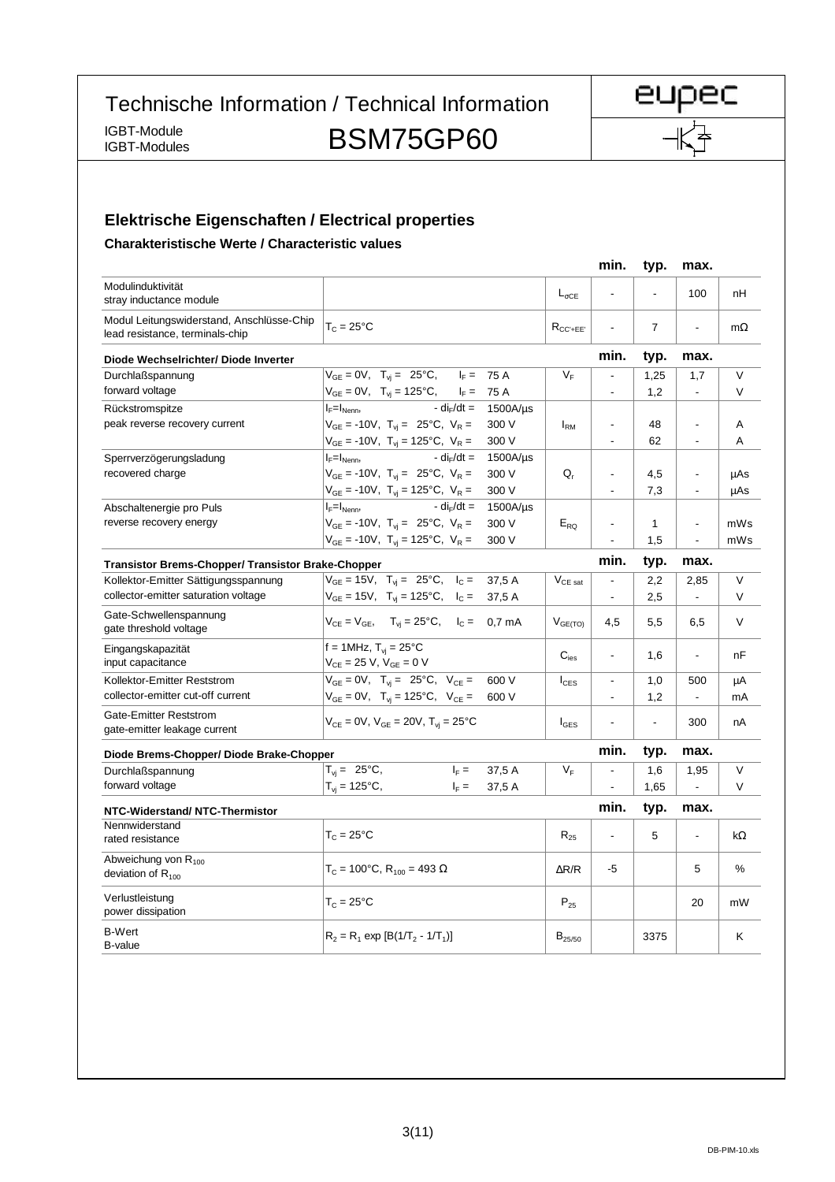# Technische Information / Technical Information

IGBT-Module
IGBT-Modules

# BSM75GP60

## Elektrische Eigenschaften / Electrical properties

### Charakteristische Werte / Characteristic values

| | | | min. | typ. | max. | |
|---|---|---|---|---|---|---|
| Modulinduktivität<br>stray inductance module | | $L_{\sigma CE}$ | - | - | 100 | nH |
| Modul Leitungswiderstand, Anschlüsse-Chip<br>lead resistance, terminals-chip | $T_C = 25°C$ | $R_{CC'+EE'}$ | - | 7 | - | mΩ |

| **Diode Wechselrichter/ Diode Inverter** | | | **min.** | **typ.** | **max.** | |
|---|---|---|---|---|---|---|
| Durchlaßspannung<br>forward voltage | $V_{GE} = 0V$, $T_{vj} = 25°C$, $I_F = 75\,A$<br>$V_{GE} = 0V$, $T_{vj} = 125°C$, $I_F = 75\,A$ | $V_F$ | -<br>- | 1,25<br>1,2 | 1,7<br>- | V<br>V |
| Rückstromspitze<br>peak reverse recovery current | $I_F = I_{Nenn}$, $-di_F/dt = 1500A/\mu s$<br>$V_{GE} = -10V$, $T_{vj} = 25°C$, $V_R = 300\,V$<br>$V_{GE} = -10V$, $T_{vj} = 125°C$, $V_R = 300\,V$ | $I_{RM}$ | -<br>- | 48<br>62 | -<br>- | A<br>A |
| Sperrverzögerungsladung<br>recovered charge | $I_F = I_{Nenn}$, $-di_F/dt = 1500A/\mu s$<br>$V_{GE} = -10V$, $T_{vj} = 25°C$, $V_R = 300\,V$<br>$V_{GE} = -10V$, $T_{vj} = 125°C$, $V_R = 300\,V$ | $Q_r$ | -<br>- | 4,5<br>7,3 | -<br>- | µAs<br>µAs |
| Abschaltenergie pro Puls<br>reverse recovery energy | $I_F = I_{Nenn}$, $-di_F/dt = 1500A/\mu s$<br>$V_{GE} = -10V$, $T_{vj} = 25°C$, $V_R = 300\,V$<br>$V_{GE} = -10V$, $T_{vj} = 125°C$, $V_R = 300\,V$ | $E_{RQ}$ | -<br>- | 1<br>1,5 | -<br>- | mWs<br>mWs |

| **Transistor Brems-Chopper/ Transistor Brake-Chopper** | | | **min.** | **typ.** | **max.** | |
|---|---|---|---|---|---|---|
| Kollektor-Emitter Sättigungsspannung<br>collector-emitter saturation voltage | $V_{GE} = 15V$, $T_{vj} = 25°C$, $I_C = 37,5\,A$<br>$V_{GE} = 15V$, $T_{vj} = 125°C$, $I_C = 37,5\,A$ | $V_{CE\,sat}$ | -<br>- | 2,2<br>2,5 | 2,85<br>- | V<br>V |
| Gate-Schwellenspannung<br>gate threshold voltage | $V_{CE} = V_{GE}$, $T_{vj} = 25°C$, $I_C = 0,7\,mA$ | $V_{GE(TO)}$ | 4,5 | 5,5 | 6,5 | V |
| Eingangskapazität<br>input capacitance | $f = 1MHz$, $T_{vj} = 25°C$<br>$V_{CE} = 25\,V$, $V_{GE} = 0\,V$ | $C_{ies}$ | - | 1,6 | - | nF |
| Kollektor-Emitter Reststrom<br>collector-emitter cut-off current | $V_{GE} = 0V$, $T_{vj} = 25°C$, $V_{CE} = 600\,V$<br>$V_{GE} = 0V$, $T_{vj} = 125°C$, $V_{CE} = 600\,V$ | $I_{CES}$ | -<br>- | 1,0<br>1,2 | 500<br>- | µA<br>mA |
| Gate-Emitter Reststrom<br>gate-emitter leakage current | $V_{CE} = 0V$, $V_{GE} = 20V$, $T_{vj} = 25°C$ | $I_{GES}$ | - | - | 300 | nA |

| **Diode Brems-Chopper/ Diode Brake-Chopper** | | | **min.** | **typ.** | **max.** | |
|---|---|---|---|---|---|---|
| Durchlaßspannung<br>forward voltage | $T_{vj} = 25°C$, $I_F = 37,5\,A$<br>$T_{vj} = 125°C$, $I_F = 37,5\,A$ | $V_F$ | -<br>- | 1,6<br>1,65 | 1,95<br>- | V<br>V |

| **NTC-Widerstand/ NTC-Thermistor** | | | **min.** | **typ.** | **max.** | |
|---|---|---|---|---|---|---|
| Nennwiderstand<br>rated resistance | $T_C = 25°C$ | $R_{25}$ | - | 5 | - | kΩ |
| Abweichung von $R_{100}$<br>deviation of $R_{100}$ | $T_C = 100°C$, $R_{100} = 493\,\Omega$ | $\Delta R/R$ | -5 | | 5 | % |
| Verlustleistung<br>power dissipation | $T_C = 25°C$ | $P_{25}$ | | | 20 | mW |
| B-Wert<br>B-value | $R_2 = R_1 \exp [B(1/T_2 - 1/T_1)]$ | $B_{25/50}$ | | 3375 | | K |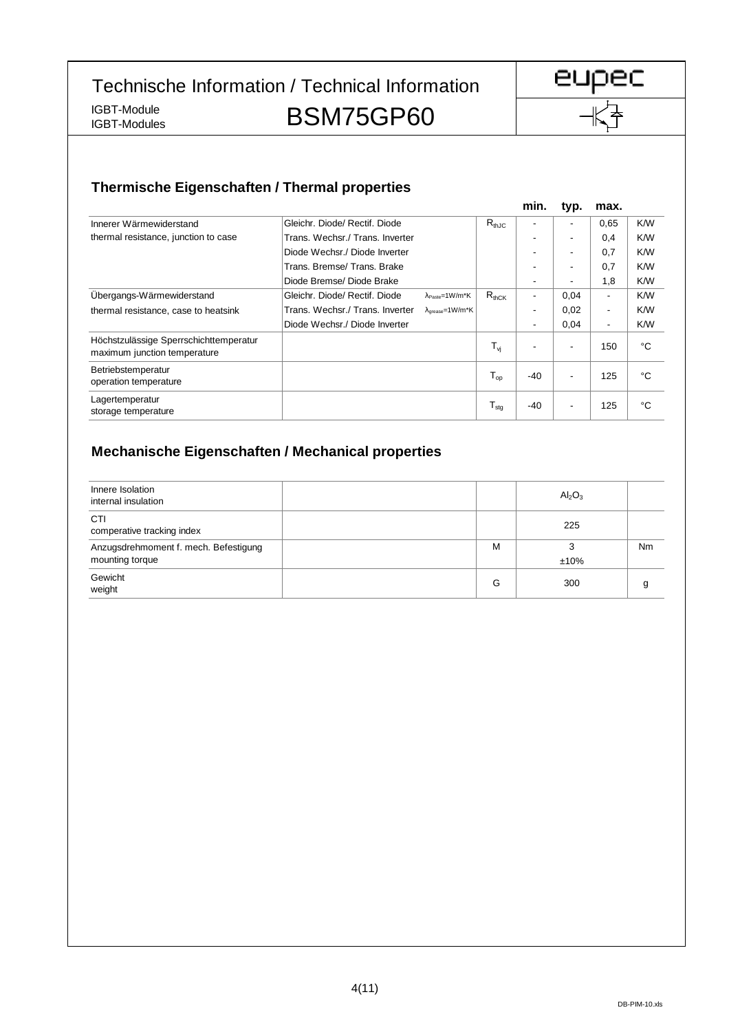# Technische Information / Technical Information

IGBT-Module
IGBT-Modules

# BSM75GP60

## Thermische Eigenschaften / Thermal properties

| | | | | min. | typ. | max. | |
|---|---|---|---|---|---|---|---|
| Innerer Wärmewiderstand<br>thermal resistance, junction to case | Gleichr. Diode/ Rectif. Diode | | $R_{thJC}$ | - | - | 0,65 | K/W |
| | Trans. Wechsr./ Trans. Inverter | | | - | - | 0,4 | K/W |
| | Diode Wechsr./ Diode Inverter | | | - | - | 0,7 | K/W |
| | Trans. Bremse/ Trans. Brake | | | - | - | 0,7 | K/W |
| | Diode Bremse/ Diode Brake | | | - | - | 1,8 | K/W |
| Übergangs-Wärmewiderstand<br>thermal resistance, case to heatsink | Gleichr. Diode/ Rectif. Diode | $\lambda_{Paste}$=1W/m*K | $R_{thCK}$ | - | 0,04 | - | K/W |
| | Trans. Wechsr./ Trans. Inverter | $\lambda_{grease}$=1W/m*K | | - | 0,02 | - | K/W |
| | Diode Wechsr./ Diode Inverter | | | - | 0,04 | - | K/W |
| Höchstzulässige Sperrschichttemperatur<br>maximum junction temperature | | | $T_{vj}$ | - | - | 150 | °C |
| Betriebstemperatur<br>operation temperature | | | $T_{op}$ | -40 | - | 125 | °C |
| Lagertemperatur<br>storage temperature | | | $T_{stg}$ | -40 | - | 125 | °C |

## Mechanische Eigenschaften / Mechanical properties

| | | | | |
|---|---|---|---|---|
| Innere Isolation<br>internal insulation | | | $Al_2O_3$ | |
| CTI<br>comperative tracking index | | | 225 | |
| Anzugsdrehmoment f. mech. Befestigung<br>mounting torque | | M | 3<br>±10% | Nm |
| Gewicht<br>weight | | G | 300 | g |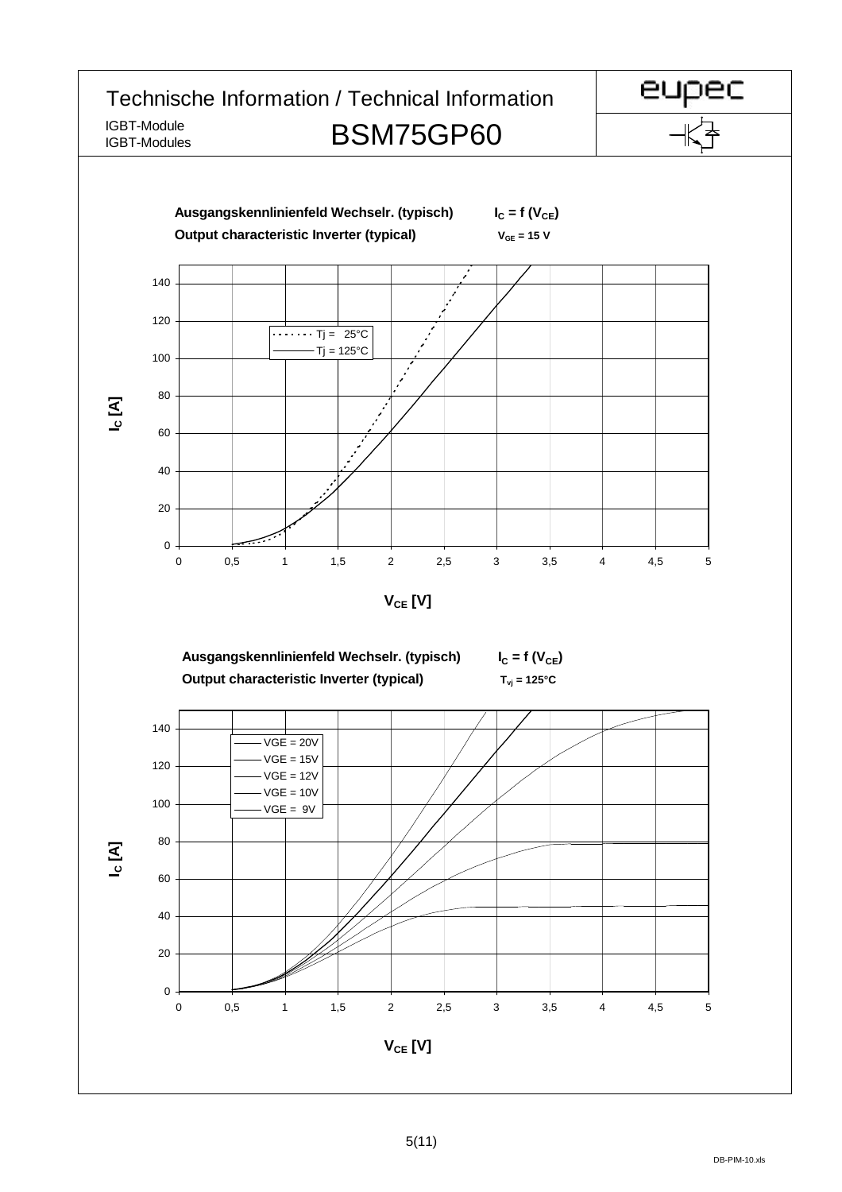# Technische Information / Technical Information

IGBT-Module
IGBT-Modules

## BSM75GP60

**Ausgangskennlinienfeld Wechselr. (typisch)** $I_C = f(V_{CE})$
**Output characteristic Inverter (typical)** $V_{GE} = 15\ V$

- Tj = 25°C
- Tj = 125°C

$I_C$ [A] (0 … 140)
$V_{CE}$ [V] (0 … 5)

**Ausgangskennlinienfeld Wechselr. (typisch)** $I_C = f(V_{CE})$
**Output characteristic Inverter (typical)** $T_{vj} = 125°C$

- VGE = 20V
- VGE = 15V
- VGE = 12V
- VGE = 10V
- VGE = 9V

$I_C$ [A] (0 … 140)
$V_{CE}$ [V] (0 … 5)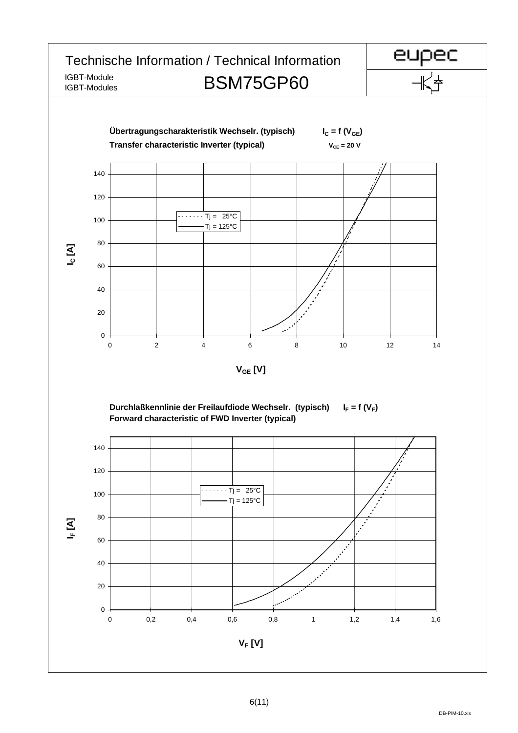## Übertragungscharakteristik Wechselr. (typisch) — $I_C = f(V_{GE})$

**Transfer characteristic Inverter (typical)** — $V_{CE} = 20\ V$

Tj = 25°C
Tj = 125°C

$I_C$ [A]

$V_{GE}$ [V]

## Durchlaßkennlinie der Freilaufdiode Wechselr. (typisch) — $I_F = f(V_F)$

**Forward characteristic of FWD Inverter (typical)**

Tj = 25°C
Tj = 125°C

$I_F$ [A]

$V_F$ [V]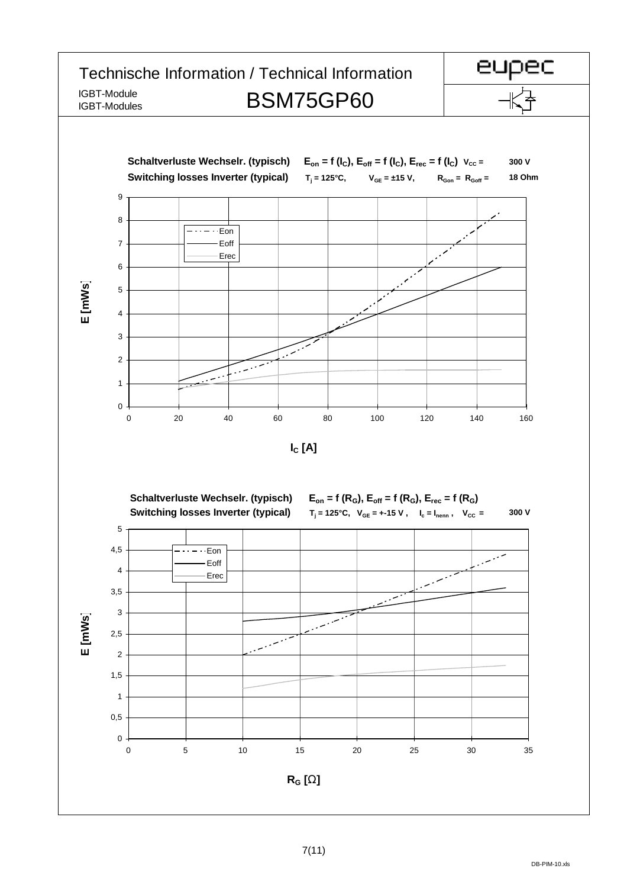# Technische Information / Technical Information

IGBT-Module
IGBT-Modules

## BSM75GP60

**Schaltverluste Wechselr. (typisch)** $E_{on} = f(I_C)$, $E_{off} = f(I_C)$, $E_{rec} = f(I_C)$ $V_{CC}$ = 300 V

**Switching losses Inverter (typical)** $T_j$ = 125°C, $V_{GE}$ = ±15 V, $R_{Gon}$ = $R_{Goff}$ = 18 Ohm

E [mWs]

Eon
Eoff
Erec

$I_C$ [A]

**Schaltverluste Wechselr. (typisch)** $E_{on} = f(R_G)$, $E_{off} = f(R_G)$, $E_{rec} = f(R_G)$

**Switching losses Inverter (typical)** $T_j$ = 125°C, $V_{GE}$ = +-15 V , $I_c = I_{nenn}$ , $V_{CC}$ = 300 V

E [mWs]

Eon
Eoff
Erec

$R_G$ [Ω]

DB-PIM-10.xls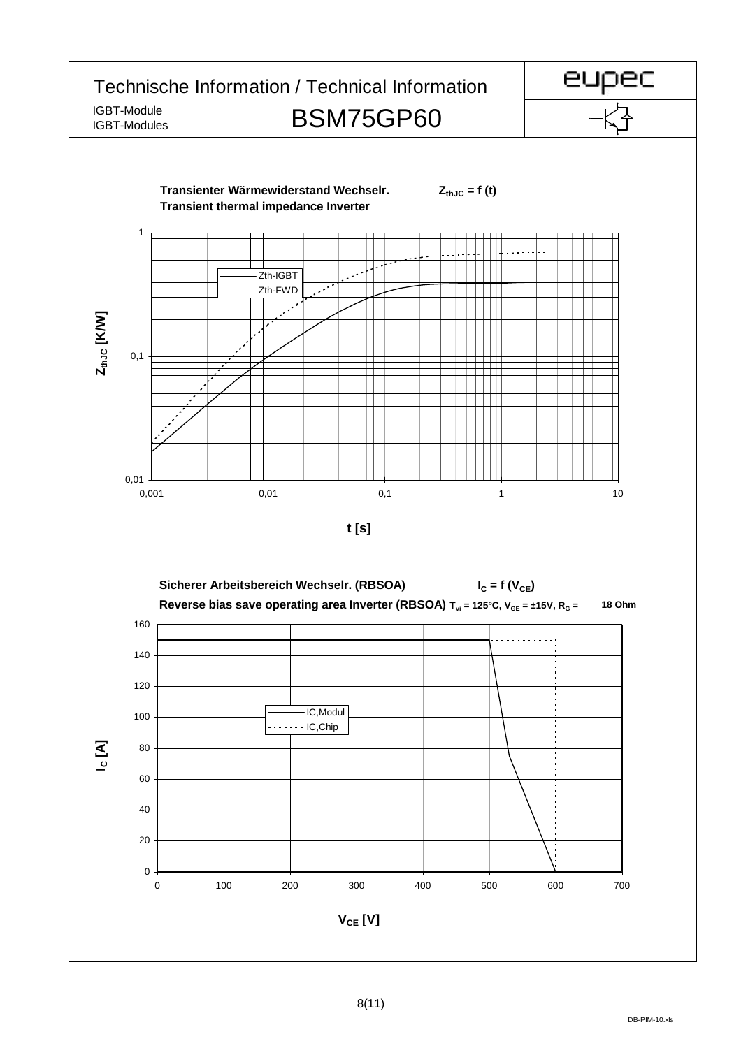# Technische Information / Technical Information

IGBT-Module
IGBT-Modules

## BSM75GP60

**Transienter Wärmewiderstand Wechselr.** $Z_{thJC} = f(t)$
**Transient thermal impedance Inverter**

Zth-IGBT
Zth-FWD

$Z_{thJC}$ [K/W]

t [s]

**Sicherer Arbeitsbereich Wechselr. (RBSOA)** $I_C = f(V_{CE})$
**Reverse bias save operating area Inverter (RBSOA)** $T_{vj}$ = 125°C, $V_{GE}$ = ±15V, $R_G$ = 18 Ohm

IC,Modul
IC,Chip

$I_C$ [A]

$V_{CE}$ [V]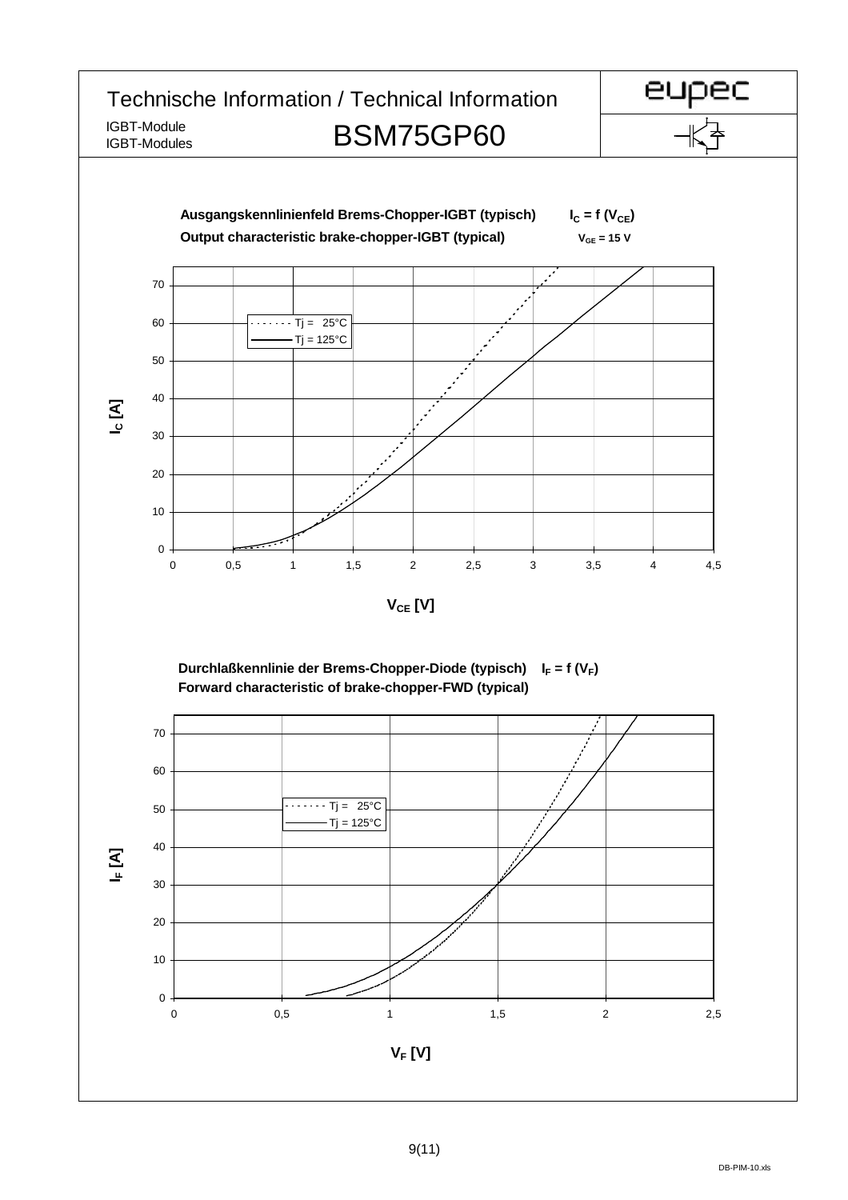# Technische Information / Technical Information

IGBT-Module
IGBT-Modules

## BSM75GP60

eupec

**Ausgangskennlinienfeld Brems-Chopper-IGBT (typisch)** $I_C = f(V_{CE})$

**Output characteristic brake-chopper-IGBT (typical)** $V_{GE} = 15\ V$

- Tj = 25°C
- Tj = 125°C

$I_C$ [A] (0 – 70)

$V_{CE}$ [V] (0 – 4,5)

**Durchlaßkennlinie der Brems-Chopper-Diode (typisch)** $I_F = f(V_F)$

**Forward characteristic of brake-chopper-FWD (typical)**

- Tj = 25°C
- Tj = 125°C

$I_F$ [A] (0 – 70)

$V_F$ [V] (0 – 2,5)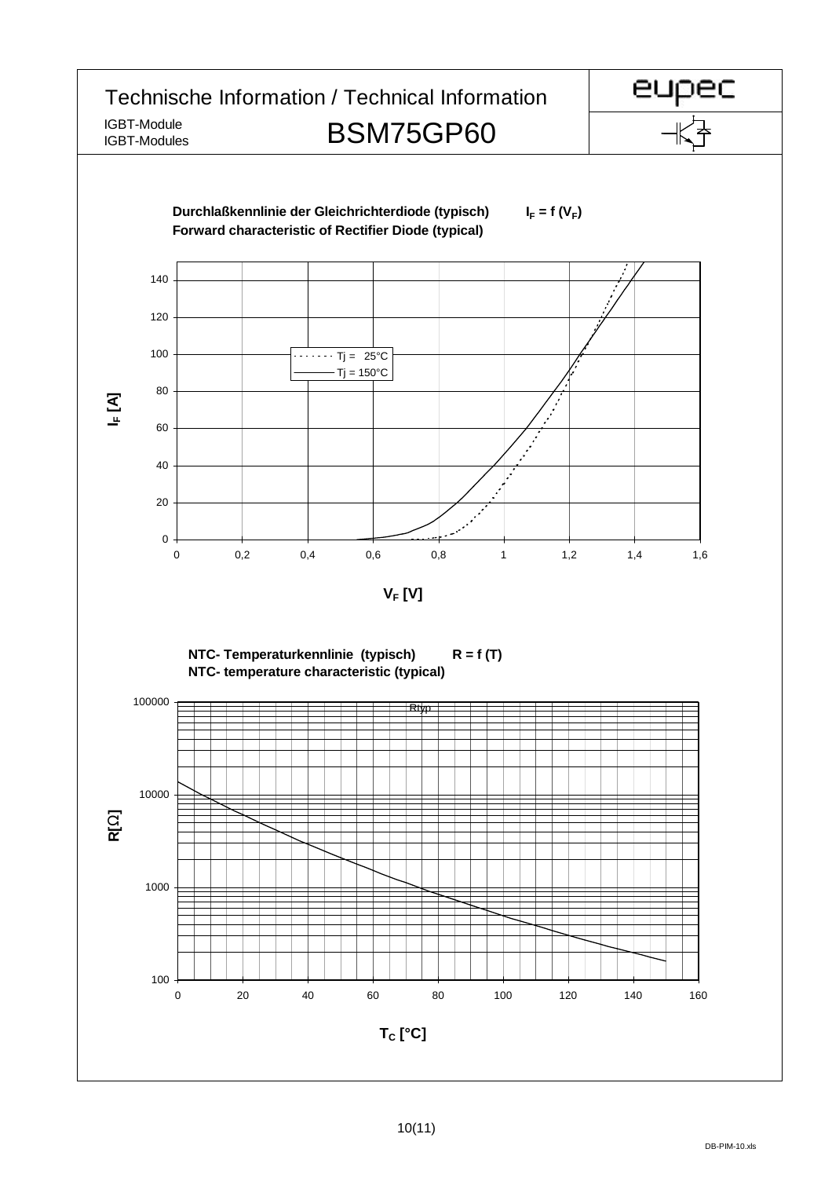## Durchlaßkennlinie der Gleichrichterdiode (typisch) $I_F = f(V_F)$
## Forward characteristic of Rectifier Diode (typical)

Tj = 25°C
Tj = 150°C

$I_F$ [A]

$V_F$ [V]

## NTC- Temperaturkennlinie (typisch) $R = f(T)$
## NTC- temperature characteristic (typical)

Rtyp

R[Ω]

$T_C$ [°C]

DB-PIM-10.xls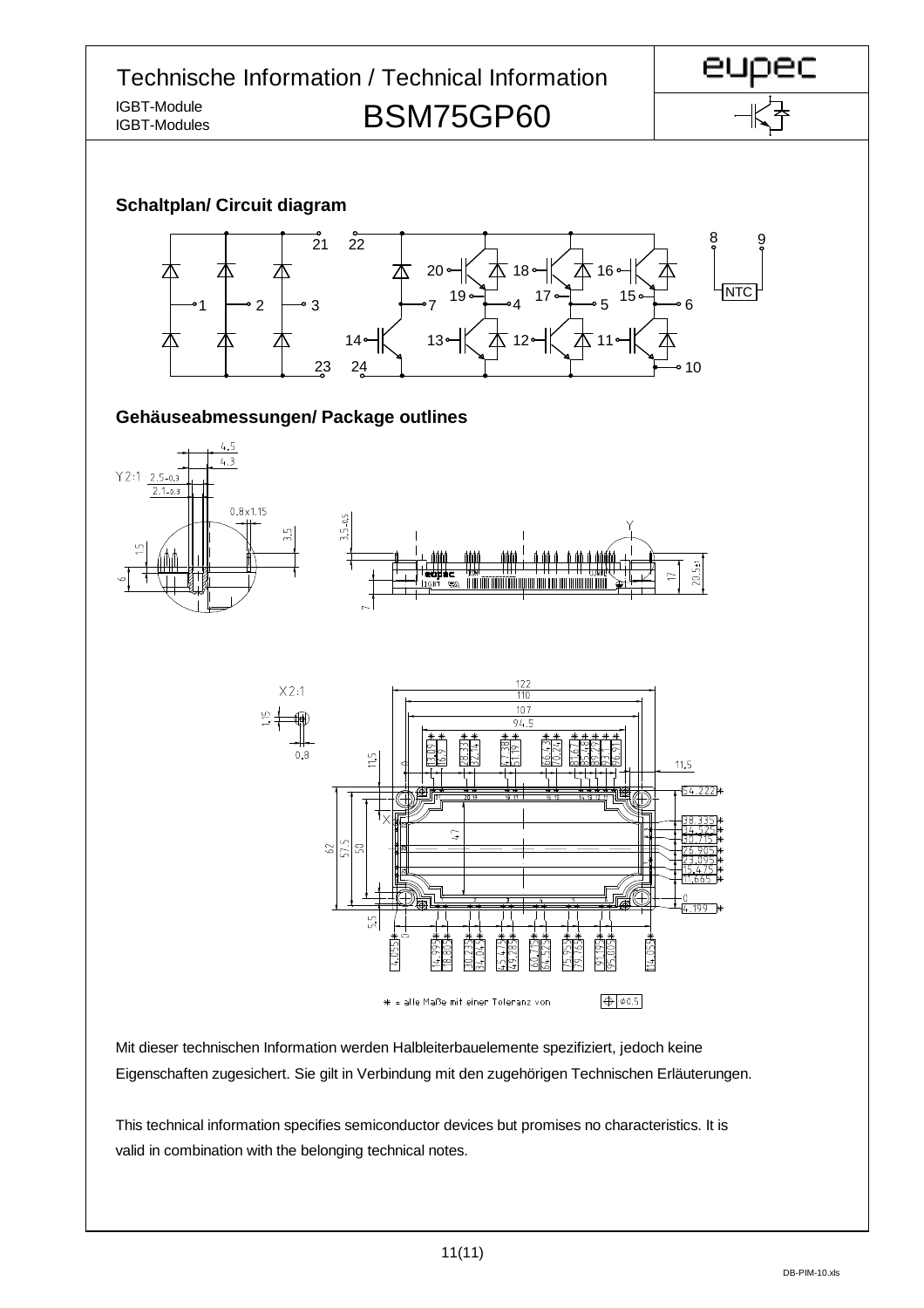## Schaltplan/ Circuit diagram

21 22 20 18 16 8 9
19 17 15 NTC
1 2 3 7 4 5 6
14 13 12 11
23 24 10

## Gehäuseabmessungen/ Package outlines

∗ = alle Maße mit einer Toleranz von ⊕ ϕ0.5

Mit dieser technischen Information werden Halbleiterbauelemente spezifiziert, jedoch keine Eigenschaften zugesichert. Sie gilt in Verbindung mit den zugehörigen Technischen Erläuterungen.

This technical information specifies semiconductor devices but promises no characteristics. It is valid in combination with the belonging technical notes.